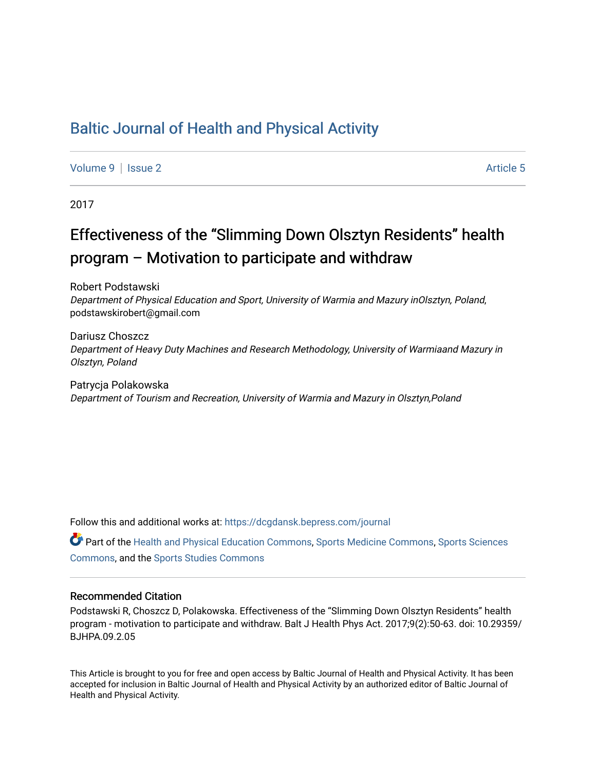# Baltic Journal of Health and Physical Activity

Volume 9 | Issue 2 — Article 5

2017

## Effectiveness of the “Slimming Down Olsztyn Residents” health program – Motivation to participate and withdraw

Robert Podstawski
*Department of Physical Education and Sport, University of Warmia and Mazury inOlsztyn, Poland*, podstawskirobert@gmail.com

Dariusz Choszcz
*Department of Heavy Duty Machines and Research Methodology, University of Warmiaand Mazury in Olsztyn, Poland*

Patrycja Polakowska
*Department of Tourism and Recreation, University of Warmia and Mazury in Olsztyn,Poland*

Follow this and additional works at: https://dcgdansk.bepress.com/journal

Part of the Health and Physical Education Commons, Sports Medicine Commons, Sports Sciences Commons, and the Sports Studies Commons

### Recommended Citation

Podstawski R, Choszcz D, Polakowska. Effectiveness of the “Slimming Down Olsztyn Residents” health program - motivation to participate and withdraw. Balt J Health Phys Act. 2017;9(2):50-63. doi: 10.29359/BJHPA.09.2.05

This Article is brought to you for free and open access by Baltic Journal of Health and Physical Activity. It has been accepted for inclusion in Baltic Journal of Health and Physical Activity by an authorized editor of Baltic Journal of Health and Physical Activity.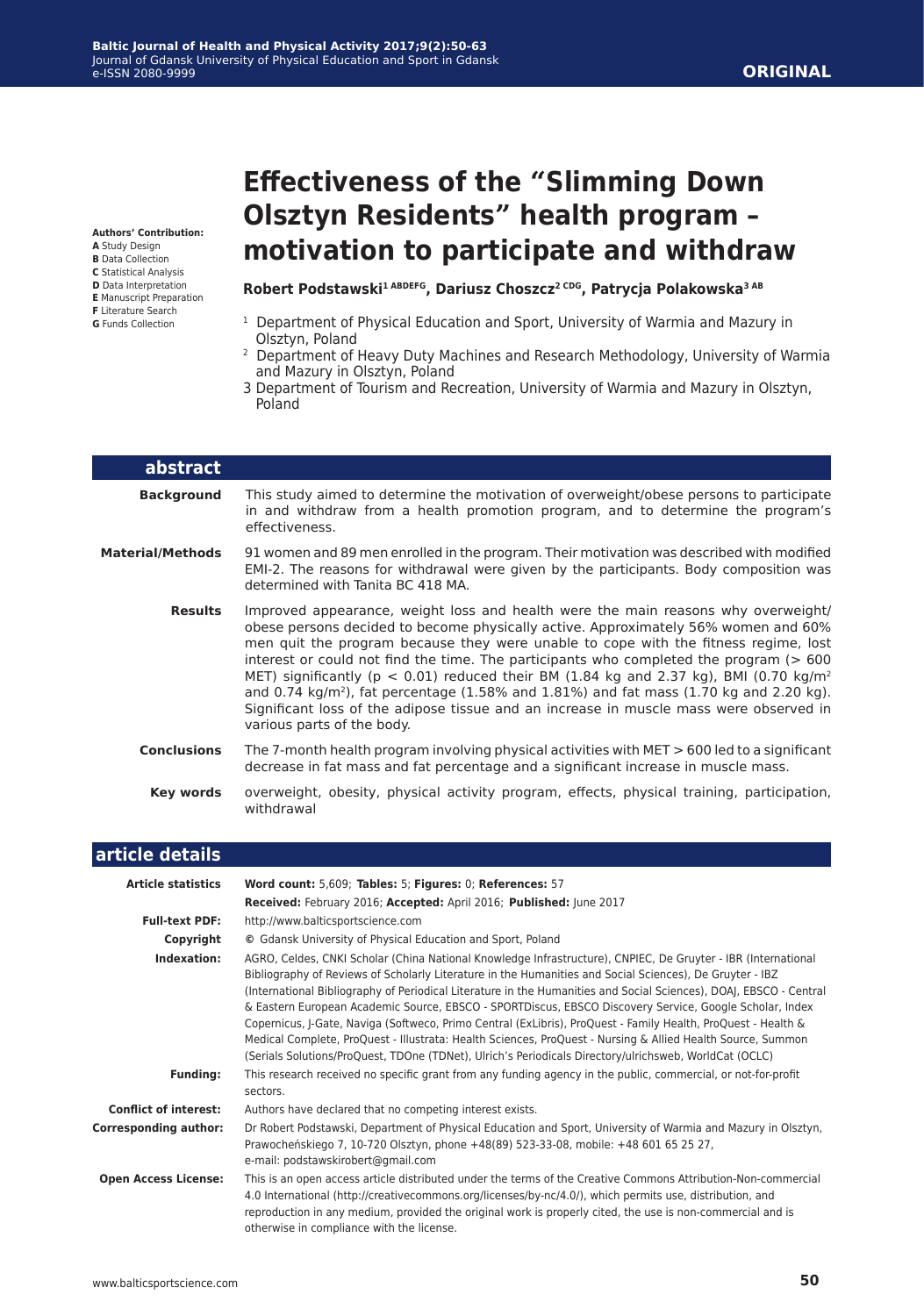**Authors' Contribution:**
**A** Study Design
**B** Data Collection
**C** Statistical Analysis
**D** Data Interpretation
**E** Manuscript Preparation
**F** Literature Search
**G** Funds Collection

ORIGINAL

# Effectiveness of the "Slimming Down Olsztyn Residents" health program – motivation to participate and withdraw

**Robert Podstawski[1 ABDEFG], Dariusz Choszcz[2 CDG], Patrycja Polakowska[3 AB]**

[1] Department of Physical Education and Sport, University of Warmia and Mazury in Olsztyn, Poland
[2] Department of Heavy Duty Machines and Research Methodology, University of Warmia and Mazury in Olsztyn, Poland
3 Department of Tourism and Recreation, University of Warmia and Mazury in Olsztyn, Poland

## abstract

**Background**
This study aimed to determine the motivation of overweight/obese persons to participate in and withdraw from a health promotion program, and to determine the program's effectiveness.

**Material/Methods**
91 women and 89 men enrolled in the program. Their motivation was described with modified EMI-2. The reasons for withdrawal were given by the participants. Body composition was determined with Tanita BC 418 MA.

**Results**
Improved appearance, weight loss and health were the main reasons why overweight/obese persons decided to become physically active. Approximately 56% women and 60% men quit the program because they were unable to cope with the fitness regime, lost interest or could not find the time. The participants who completed the program (> 600 MET) significantly ($p < 0.01$) reduced their BM (1.84 kg and 2.37 kg), BMI (0.70 kg/m$^2$ and 0.74 kg/m$^2$), fat percentage (1.58% and 1.81%) and fat mass (1.70 kg and 2.20 kg). Significant loss of the adipose tissue and an increase in muscle mass were observed in various parts of the body.

**Conclusions**
The 7-month health program involving physical activities with MET > 600 led to a significant decrease in fat mass and fat percentage and a significant increase in muscle mass.

**Key words**
overweight, obesity, physical activity program, effects, physical training, participation, withdrawal

## article details

**Article statistics**
**Word count:** 5,609; **Tables:** 5; **Figures:** 0; **References:** 57
**Received:** February 2016; **Accepted:** April 2016; **Published:** June 2017

**Full-text PDF:** http://www.balticsportscience.com

**Copyright** © Gdansk University of Physical Education and Sport, Poland

**Indexation:** AGRO, Celdes, CNKI Scholar (China National Knowledge Infrastructure), CNPIEC, De Gruyter - IBR (International Bibliography of Reviews of Scholarly Literature in the Humanities and Social Sciences), De Gruyter - IBZ (International Bibliography of Periodical Literature in the Humanities and Social Sciences), DOAJ, EBSCO - Central & Eastern European Academic Source, EBSCO - SPORTDiscus, EBSCO Discovery Service, Google Scholar, Index Copernicus, J-Gate, Naviga (Softweco, Primo Central (ExLibris), ProQuest - Family Health, ProQuest - Health & Medical Complete, ProQuest - Illustrata: Health Sciences, ProQuest - Nursing & Allied Health Source, Summon (Serials Solutions/ProQuest, TDOne (TDNet), Ulrich's Periodicals Directory/ulrichsweb, WorldCat (OCLC)

**Funding:** This research received no specific grant from any funding agency in the public, commercial, or not-for-profit sectors.

**Conflict of interest:** Authors have declared that no competing interest exists.

**Corresponding author:** Dr Robert Podstawski, Department of Physical Education and Sport, University of Warmia and Mazury in Olsztyn, Prawocheńskiego 7, 10-720 Olsztyn, phone +48(89) 523-33-08, mobile: +48 601 65 25 27, e-mail: podstawskirobert@gmail.com

**Open Access License:** This is an open access article distributed under the terms of the Creative Commons Attribution-Non-commercial 4.0 International (http://creativecommons.org/licenses/by-nc/4.0/), which permits use, distribution, and reproduction in any medium, provided the original work is properly cited, the use is non-commercial and is otherwise in compliance with the license.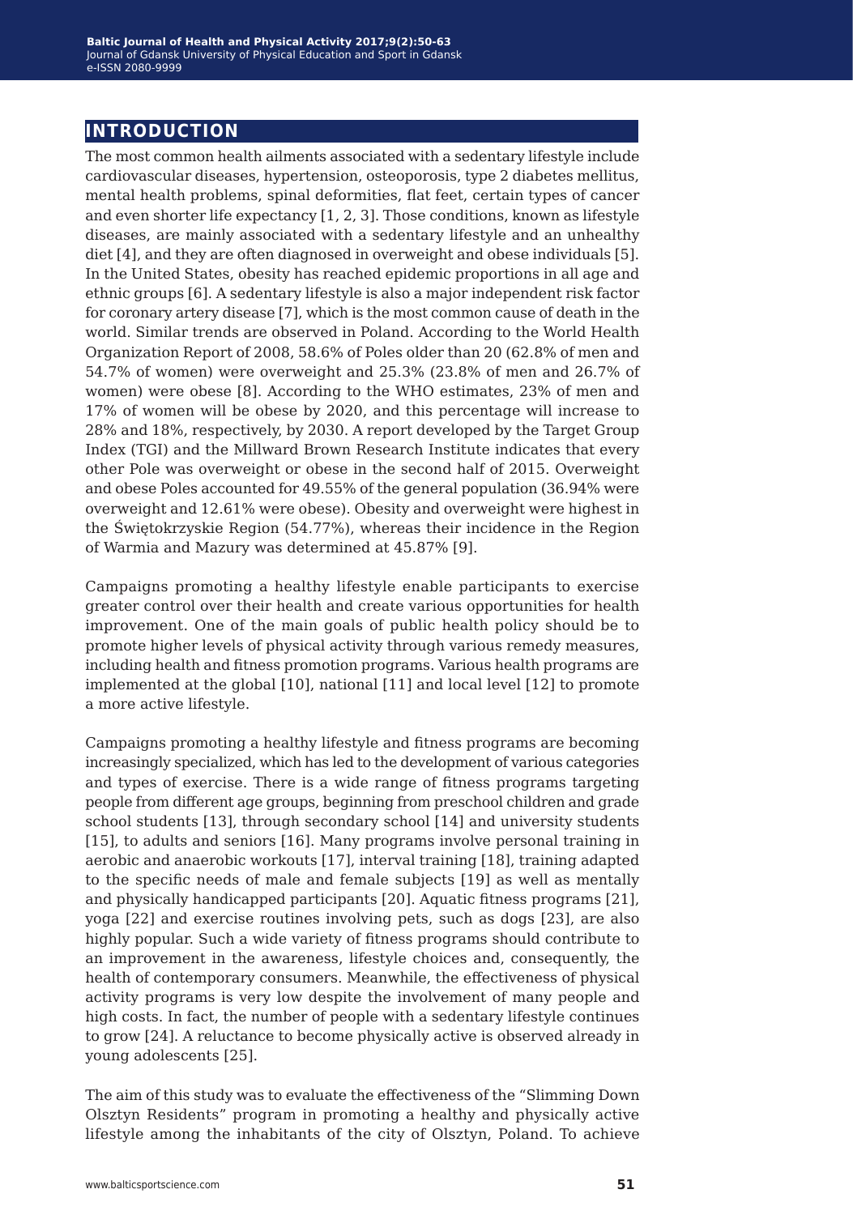# INTRODUCTION

The most common health ailments associated with a sedentary lifestyle include cardiovascular diseases, hypertension, osteoporosis, type 2 diabetes mellitus, mental health problems, spinal deformities, flat feet, certain types of cancer and even shorter life expectancy [1, 2, 3]. Those conditions, known as lifestyle diseases, are mainly associated with a sedentary lifestyle and an unhealthy diet [4], and they are often diagnosed in overweight and obese individuals [5]. In the United States, obesity has reached epidemic proportions in all age and ethnic groups [6]. A sedentary lifestyle is also a major independent risk factor for coronary artery disease [7], which is the most common cause of death in the world. Similar trends are observed in Poland. According to the World Health Organization Report of 2008, 58.6% of Poles older than 20 (62.8% of men and 54.7% of women) were overweight and 25.3% (23.8% of men and 26.7% of women) were obese [8]. According to the WHO estimates, 23% of men and 17% of women will be obese by 2020, and this percentage will increase to 28% and 18%, respectively, by 2030. A report developed by the Target Group Index (TGI) and the Millward Brown Research Institute indicates that every other Pole was overweight or obese in the second half of 2015. Overweight and obese Poles accounted for 49.55% of the general population (36.94% were overweight and 12.61% were obese). Obesity and overweight were highest in the Świętokrzyskie Region (54.77%), whereas their incidence in the Region of Warmia and Mazury was determined at 45.87% [9].

Campaigns promoting a healthy lifestyle enable participants to exercise greater control over their health and create various opportunities for health improvement. One of the main goals of public health policy should be to promote higher levels of physical activity through various remedy measures, including health and fitness promotion programs. Various health programs are implemented at the global [10], national [11] and local level [12] to promote a more active lifestyle.

Campaigns promoting a healthy lifestyle and fitness programs are becoming increasingly specialized, which has led to the development of various categories and types of exercise. There is a wide range of fitness programs targeting people from different age groups, beginning from preschool children and grade school students [13], through secondary school [14] and university students [15], to adults and seniors [16]. Many programs involve personal training in aerobic and anaerobic workouts [17], interval training [18], training adapted to the specific needs of male and female subjects [19] as well as mentally and physically handicapped participants [20]. Aquatic fitness programs [21], yoga [22] and exercise routines involving pets, such as dogs [23], are also highly popular. Such a wide variety of fitness programs should contribute to an improvement in the awareness, lifestyle choices and, consequently, the health of contemporary consumers. Meanwhile, the effectiveness of physical activity programs is very low despite the involvement of many people and high costs. In fact, the number of people with a sedentary lifestyle continues to grow [24]. A reluctance to become physically active is observed already in young adolescents [25].

The aim of this study was to evaluate the effectiveness of the "Slimming Down Olsztyn Residents" program in promoting a healthy and physically active lifestyle among the inhabitants of the city of Olsztyn, Poland. To achieve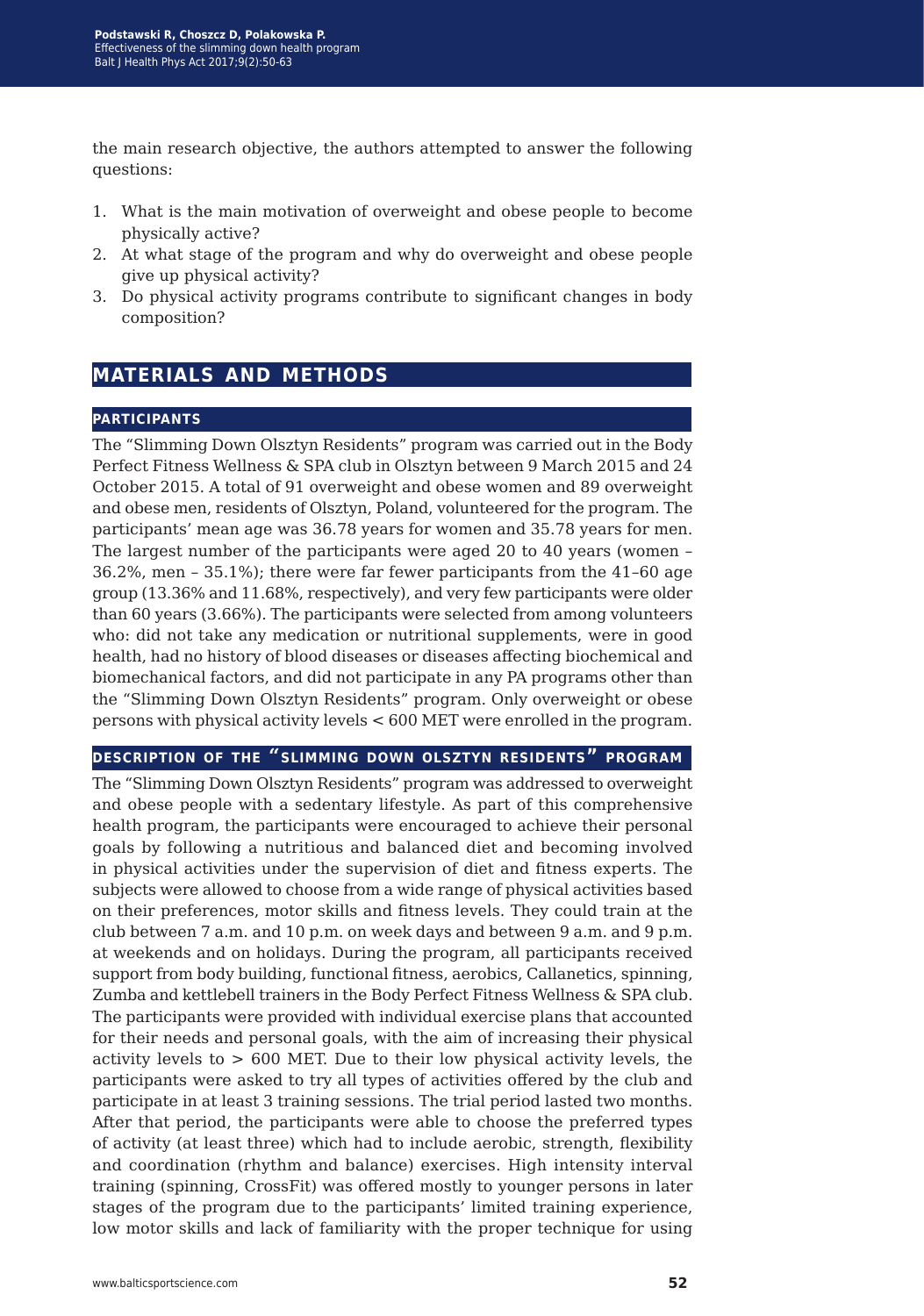the main research objective, the authors attempted to answer the following questions:

1. What is the main motivation of overweight and obese people to become physically active?
2. At what stage of the program and why do overweight and obese people give up physical activity?
3. Do physical activity programs contribute to significant changes in body composition?

## MATERIALS AND METHODS

### PARTICIPANTS

The "Slimming Down Olsztyn Residents" program was carried out in the Body Perfect Fitness Wellness & SPA club in Olsztyn between 9 March 2015 and 24 October 2015. A total of 91 overweight and obese women and 89 overweight and obese men, residents of Olsztyn, Poland, volunteered for the program. The participants' mean age was 36.78 years for women and 35.78 years for men. The largest number of the participants were aged 20 to 40 years (women – 36.2%, men – 35.1%); there were far fewer participants from the 41–60 age group (13.36% and 11.68%, respectively), and very few participants were older than 60 years (3.66%). The participants were selected from among volunteers who: did not take any medication or nutritional supplements, were in good health, had no history of blood diseases or diseases affecting biochemical and biomechanical factors, and did not participate in any PA programs other than the "Slimming Down Olsztyn Residents" program. Only overweight or obese persons with physical activity levels < 600 MET were enrolled in the program.

### DESCRIPTION OF THE "SLIMMING DOWN OLSZTYN RESIDENTS" PROGRAM

The "Slimming Down Olsztyn Residents" program was addressed to overweight and obese people with a sedentary lifestyle. As part of this comprehensive health program, the participants were encouraged to achieve their personal goals by following a nutritious and balanced diet and becoming involved in physical activities under the supervision of diet and fitness experts. The subjects were allowed to choose from a wide range of physical activities based on their preferences, motor skills and fitness levels. They could train at the club between 7 a.m. and 10 p.m. on week days and between 9 a.m. and 9 p.m. at weekends and on holidays. During the program, all participants received support from body building, functional fitness, aerobics, Callanetics, spinning, Zumba and kettlebell trainers in the Body Perfect Fitness Wellness & SPA club. The participants were provided with individual exercise plans that accounted for their needs and personal goals, with the aim of increasing their physical activity levels to > 600 MET. Due to their low physical activity levels, the participants were asked to try all types of activities offered by the club and participate in at least 3 training sessions. The trial period lasted two months. After that period, the participants were able to choose the preferred types of activity (at least three) which had to include aerobic, strength, flexibility and coordination (rhythm and balance) exercises. High intensity interval training (spinning, CrossFit) was offered mostly to younger persons in later stages of the program due to the participants' limited training experience, low motor skills and lack of familiarity with the proper technique for using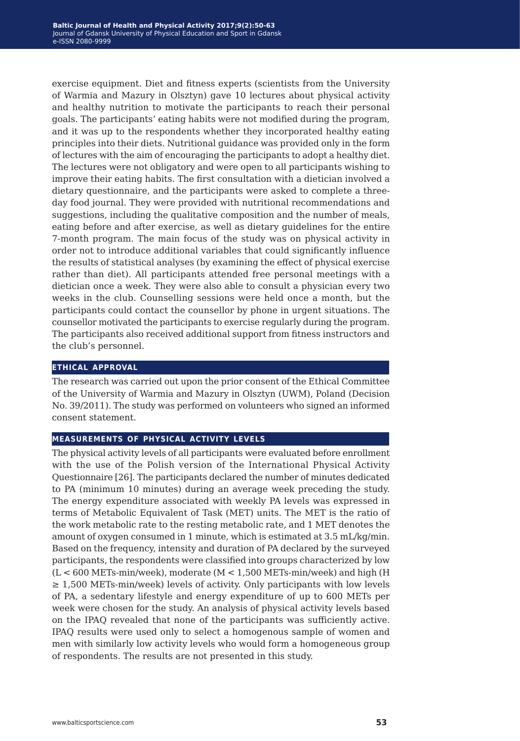exercise equipment. Diet and fitness experts (scientists from the University of Warmia and Mazury in Olsztyn) gave 10 lectures about physical activity and healthy nutrition to motivate the participants to reach their personal goals. The participants' eating habits were not modified during the program, and it was up to the respondents whether they incorporated healthy eating principles into their diets. Nutritional guidance was provided only in the form of lectures with the aim of encouraging the participants to adopt a healthy diet. The lectures were not obligatory and were open to all participants wishing to improve their eating habits. The first consultation with a dietician involved a dietary questionnaire, and the participants were asked to complete a three-day food journal. They were provided with nutritional recommendations and suggestions, including the qualitative composition and the number of meals, eating before and after exercise, as well as dietary guidelines for the entire 7-month program. The main focus of the study was on physical activity in order not to introduce additional variables that could significantly influence the results of statistical analyses (by examining the effect of physical exercise rather than diet). All participants attended free personal meetings with a dietician once a week. They were also able to consult a physician every two weeks in the club. Counselling sessions were held once a month, but the participants could contact the counsellor by phone in urgent situations. The counsellor motivated the participants to exercise regularly during the program. The participants also received additional support from fitness instructors and the club's personnel.

## ETHICAL APPROVAL

The research was carried out upon the prior consent of the Ethical Committee of the University of Warmia and Mazury in Olsztyn (UWM), Poland (Decision No. 39/2011). The study was performed on volunteers who signed an informed consent statement.

## MEASUREMENTS OF PHYSICAL ACTIVITY LEVELS

The physical activity levels of all participants were evaluated before enrollment with the use of the Polish version of the International Physical Activity Questionnaire [26]. The participants declared the number of minutes dedicated to PA (minimum 10 minutes) during an average week preceding the study. The energy expenditure associated with weekly PA levels was expressed in terms of Metabolic Equivalent of Task (MET) units. The MET is the ratio of the work metabolic rate to the resting metabolic rate, and 1 MET denotes the amount of oxygen consumed in 1 minute, which is estimated at 3.5 mL/kg/min. Based on the frequency, intensity and duration of PA declared by the surveyed participants, the respondents were classified into groups characterized by low ($L < 600$ METs-min/week), moderate ($M < 1{,}500$ METs-min/week) and high ($H \geq 1{,}500$ METs-min/week) levels of activity. Only participants with low levels of PA, a sedentary lifestyle and energy expenditure of up to 600 METs per week were chosen for the study. An analysis of physical activity levels based on the IPAQ revealed that none of the participants was sufficiently active. IPAQ results were used only to select a homogenous sample of women and men with similarly low activity levels who would form a homogeneous group of respondents. The results are not presented in this study.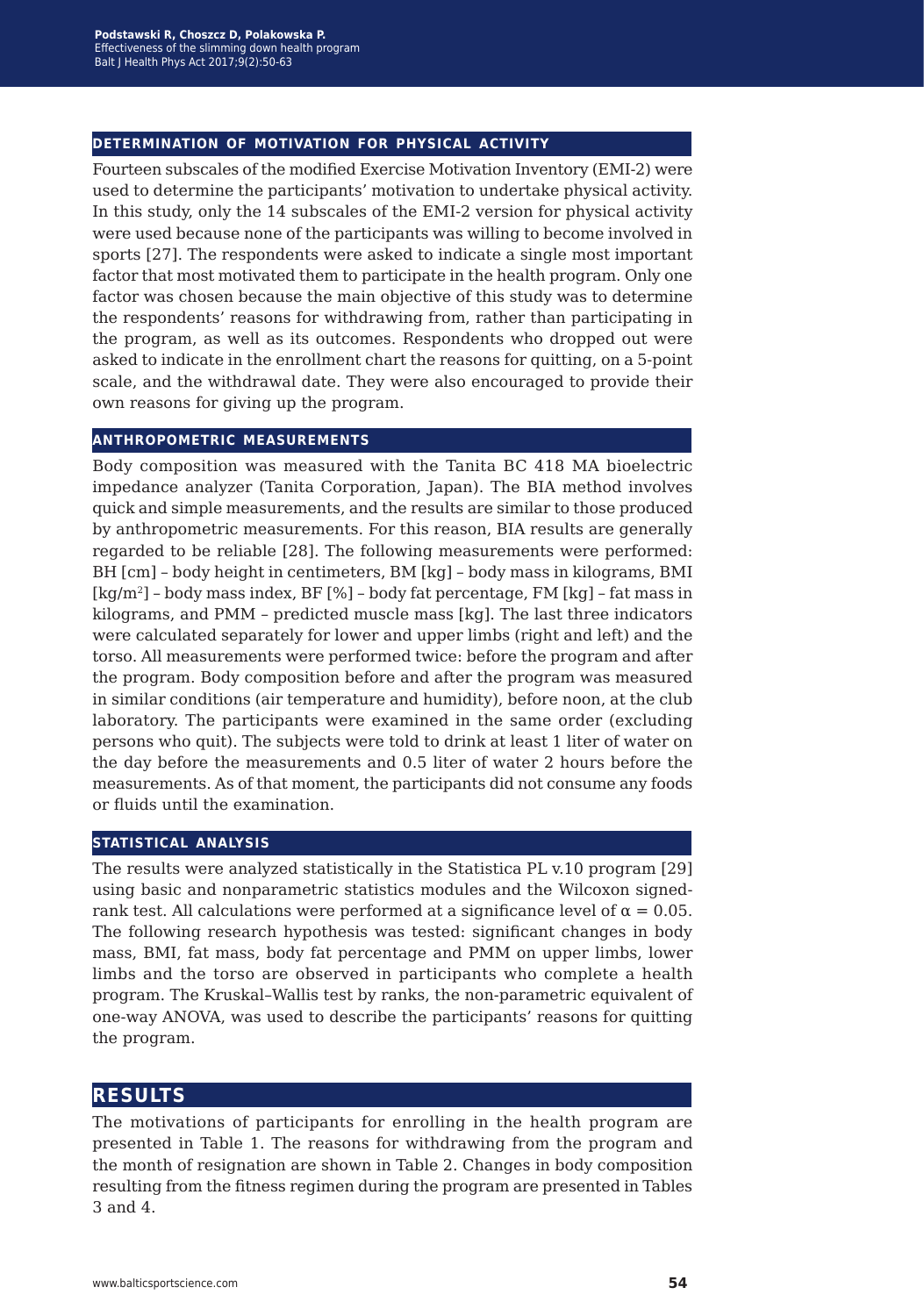### DETERMINATION OF MOTIVATION FOR PHYSICAL ACTIVITY

Fourteen subscales of the modified Exercise Motivation Inventory (EMI-2) were used to determine the participants' motivation to undertake physical activity. In this study, only the 14 subscales of the EMI-2 version for physical activity were used because none of the participants was willing to become involved in sports [27]. The respondents were asked to indicate a single most important factor that most motivated them to participate in the health program. Only one factor was chosen because the main objective of this study was to determine the respondents' reasons for withdrawing from, rather than participating in the program, as well as its outcomes. Respondents who dropped out were asked to indicate in the enrollment chart the reasons for quitting, on a 5-point scale, and the withdrawal date. They were also encouraged to provide their own reasons for giving up the program.

### ANTHROPOMETRIC MEASUREMENTS

Body composition was measured with the Tanita BC 418 MA bioelectric impedance analyzer (Tanita Corporation, Japan). The BIA method involves quick and simple measurements, and the results are similar to those produced by anthropometric measurements. For this reason, BIA results are generally regarded to be reliable [28]. The following measurements were performed: BH [cm] – body height in centimeters, BM [kg] – body mass in kilograms, BMI [kg/m$^2$] – body mass index, BF [%] – body fat percentage, FM [kg] – fat mass in kilograms, and PMM – predicted muscle mass [kg]. The last three indicators were calculated separately for lower and upper limbs (right and left) and the torso. All measurements were performed twice: before the program and after the program. Body composition before and after the program was measured in similar conditions (air temperature and humidity), before noon, at the club laboratory. The participants were examined in the same order (excluding persons who quit). The subjects were told to drink at least 1 liter of water on the day before the measurements and 0.5 liter of water 2 hours before the measurements. As of that moment, the participants did not consume any foods or fluids until the examination.

### STATISTICAL ANALYSIS

The results were analyzed statistically in the Statistica PL v.10 program [29] using basic and nonparametric statistics modules and the Wilcoxon signed-rank test. All calculations were performed at a significance level of $\alpha = 0.05$. The following research hypothesis was tested: significant changes in body mass, BMI, fat mass, body fat percentage and PMM on upper limbs, lower limbs and the torso are observed in participants who complete a health program. The Kruskal–Wallis test by ranks, the non-parametric equivalent of one-way ANOVA, was used to describe the participants' reasons for quitting the program.

## RESULTS

The motivations of participants for enrolling in the health program are presented in Table 1. The reasons for withdrawing from the program and the month of resignation are shown in Table 2. Changes in body composition resulting from the fitness regimen during the program are presented in Tables 3 and 4.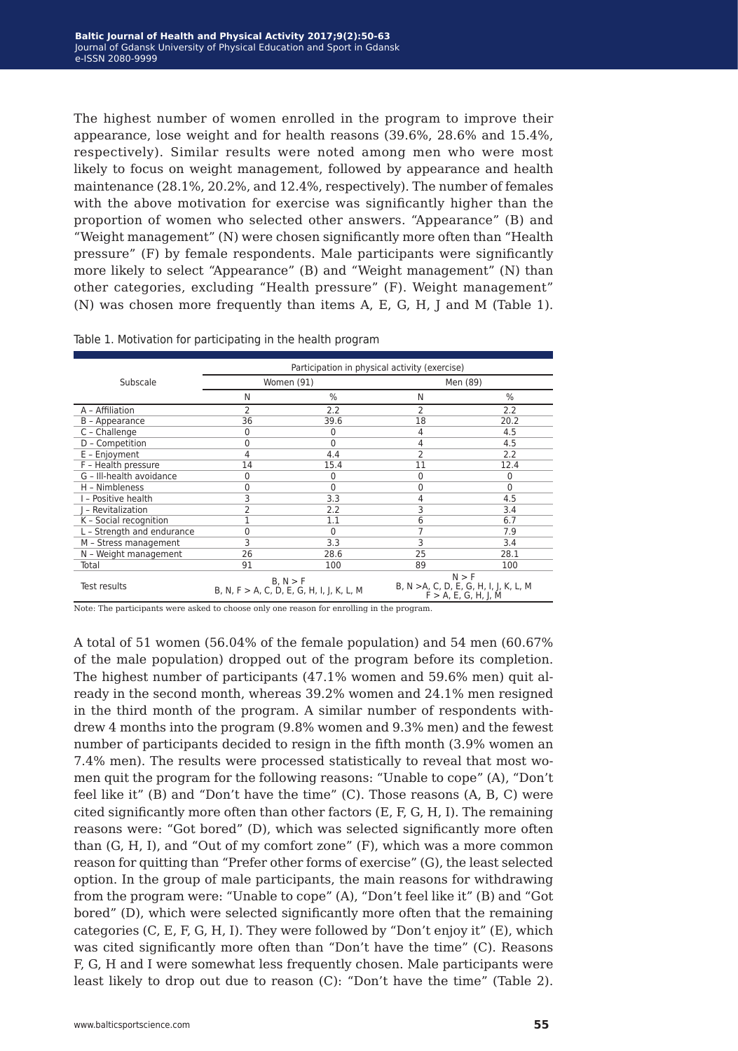The highest number of women enrolled in the program to improve their appearance, lose weight and for health reasons (39.6%, 28.6% and 15.4%, respectively). Similar results were noted among men who were most likely to focus on weight management, followed by appearance and health maintenance (28.1%, 20.2%, and 12.4%, respectively). The number of females with the above motivation for exercise was significantly higher than the proportion of women who selected other answers. "Appearance" (B) and "Weight management" (N) were chosen significantly more often than "Health pressure" (F) by female respondents. Male participants were significantly more likely to select "Appearance" (B) and "Weight management" (N) than other categories, excluding "Health pressure" (F). Weight management" (N) was chosen more frequently than items A, E, G, H, J and M (Table 1).

Table 1. Motivation for participating in the health program

| Subscale | Participation in physical activity (exercise) | | | |
|---|---|---|---|---|
| | Women (91) | | Men (89) | |
| | N | % | N | % |
| A – Affiliation | 2 | 2.2 | 2 | 2.2 |
| B – Appearance | 36 | 39.6 | 18 | 20.2 |
| C – Challenge | 0 | 0 | 4 | 4.5 |
| D – Competition | 0 | 0 | 4 | 4.5 |
| E – Enjoyment | 4 | 4.4 | 2 | 2.2 |
| F – Health pressure | 14 | 15.4 | 11 | 12.4 |
| G – Ill-health avoidance | 0 | 0 | 0 | 0 |
| H – Nimbleness | 0 | 0 | 0 | 0 |
| I – Positive health | 3 | 3.3 | 4 | 4.5 |
| J – Revitalization | 2 | 2.2 | 3 | 3.4 |
| K – Social recognition | 1 | 1.1 | 6 | 6.7 |
| L – Strength and endurance | 0 | 0 | 7 | 7.9 |
| M – Stress management | 3 | 3.3 | 3 | 3.4 |
| N – Weight management | 26 | 28.6 | 25 | 28.1 |
| Total | 91 | 100 | 89 | 100 |
| Test results | B, N > F<br>B, N, F > A, C, D, E, G, H, I, J, K, L, M | | N > F<br>B, N >A, C, D, E, G, H, I, J, K, L, M<br>F > A, E, G, H, J, M | |

Note: The participants were asked to choose only one reason for enrolling in the program.

A total of 51 women (56.04% of the female population) and 54 men (60.67% of the male population) dropped out of the program before its completion. The highest number of participants (47.1% women and 59.6% men) quit already in the second month, whereas 39.2% women and 24.1% men resigned in the third month of the program. A similar number of respondents withdrew 4 months into the program (9.8% women and 9.3% men) and the fewest number of participants decided to resign in the fifth month (3.9% women an 7.4% men). The results were processed statistically to reveal that most women quit the program for the following reasons: "Unable to cope" (A), "Don't feel like it" (B) and "Don't have the time" (C). Those reasons (A, B, C) were cited significantly more often than other factors (E, F, G, H, I). The remaining reasons were: "Got bored" (D), which was selected significantly more often than (G, H, I), and "Out of my comfort zone" (F), which was a more common reason for quitting than "Prefer other forms of exercise" (G), the least selected option. In the group of male participants, the main reasons for withdrawing from the program were: "Unable to cope" (A), "Don't feel like it" (B) and "Got bored" (D), which were selected significantly more often that the remaining categories (C, E, F, G, H, I). They were followed by "Don't enjoy it" (E), which was cited significantly more often than "Don't have the time" (C). Reasons F, G, H and I were somewhat less frequently chosen. Male participants were least likely to drop out due to reason (C): "Don't have the time" (Table 2).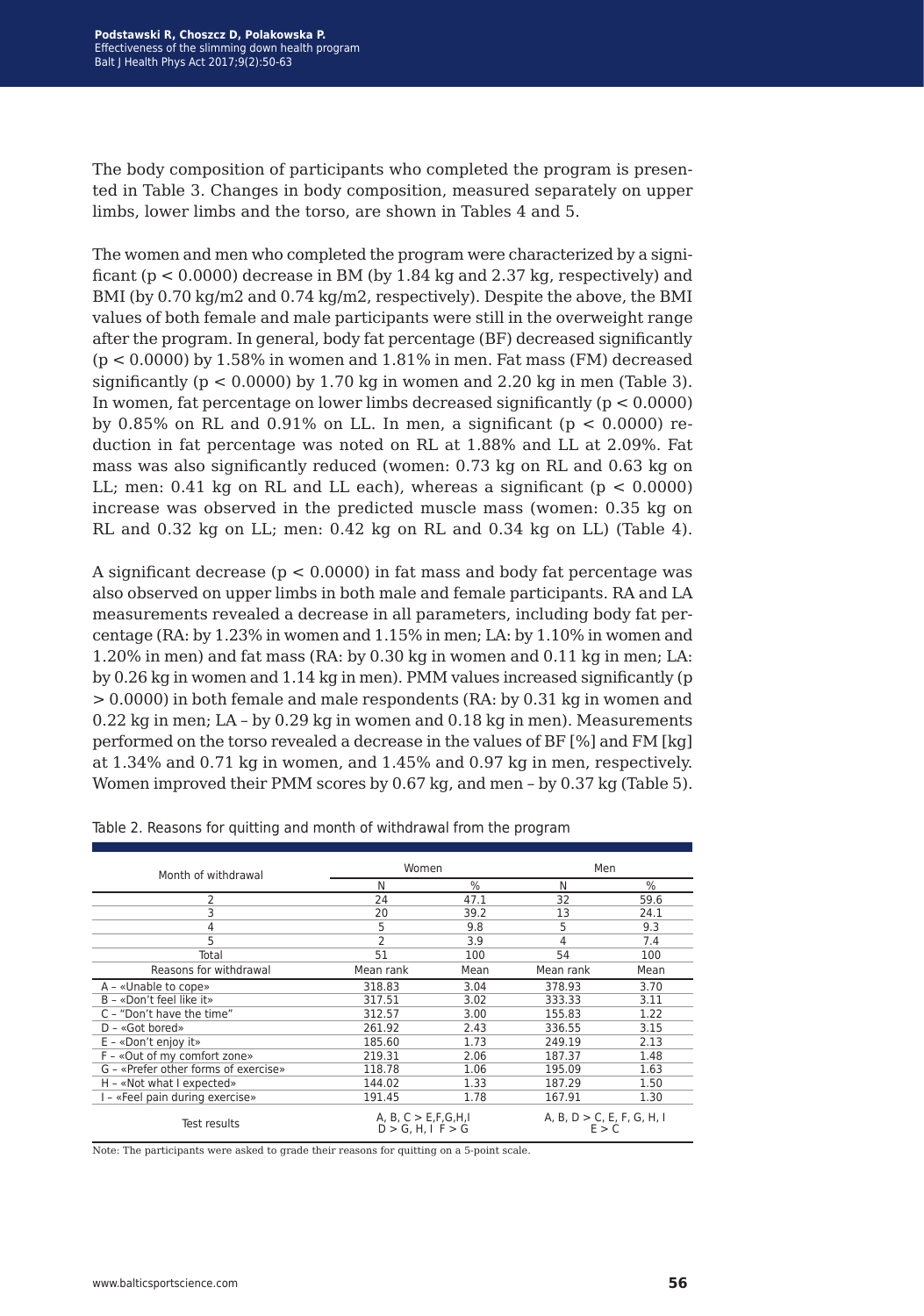The body composition of participants who completed the program is presented in Table 3. Changes in body composition, measured separately on upper limbs, lower limbs and the torso, are shown in Tables 4 and 5.

The women and men who completed the program were characterized by a significant ($p < 0.0000$) decrease in BM (by 1.84 kg and 2.37 kg, respectively) and BMI (by 0.70 kg/m2 and 0.74 kg/m2, respectively). Despite the above, the BMI values of both female and male participants were still in the overweight range after the program. In general, body fat percentage (BF) decreased significantly ($p < 0.0000$) by 1.58% in women and 1.81% in men. Fat mass (FM) decreased significantly ($p < 0.0000$) by 1.70 kg in women and 2.20 kg in men (Table 3). In women, fat percentage on lower limbs decreased significantly ($p < 0.0000$) by 0.85% on RL and 0.91% on LL. In men, a significant ($p < 0.0000$) reduction in fat percentage was noted on RL at 1.88% and LL at 2.09%. Fat mass was also significantly reduced (women: 0.73 kg on RL and 0.63 kg on LL; men: 0.41 kg on RL and LL each), whereas a significant ($p < 0.0000$) increase was observed in the predicted muscle mass (women: 0.35 kg on RL and 0.32 kg on LL; men: 0.42 kg on RL and 0.34 kg on LL) (Table 4).

A significant decrease ($p < 0.0000$) in fat mass and body fat percentage was also observed on upper limbs in both male and female participants. RA and LA measurements revealed a decrease in all parameters, including body fat percentage (RA: by 1.23% in women and 1.15% in men; LA: by 1.10% in women and 1.20% in men) and fat mass (RA: by 0.30 kg in women and 0.11 kg in men; LA: by 0.26 kg in women and 1.14 kg in men). PMM values increased significantly ($p > 0.0000$) in both female and male respondents (RA: by 0.31 kg in women and 0.22 kg in men; LA – by 0.29 kg in women and 0.18 kg in men). Measurements performed on the torso revealed a decrease in the values of BF [%] and FM [kg] at 1.34% and 0.71 kg in women, and 1.45% and 0.97 kg in men, respectively. Women improved their PMM scores by 0.67 kg, and men – by 0.37 kg (Table 5).

Table 2. Reasons for quitting and month of withdrawal from the program

| Month of withdrawal | Women | | Men | |
|---|---|---|---|---|
| | N | % | N | % |
| 2 | 24 | 47.1 | 32 | 59.6 |
| 3 | 20 | 39.2 | 13 | 24.1 |
| 4 | 5 | 9.8 | 5 | 9.3 |
| 5 | 2 | 3.9 | 4 | 7.4 |
| Total | 51 | 100 | 54 | 100 |
| Reasons for withdrawal | Mean rank | Mean | Mean rank | Mean |
| A – «Unable to cope» | 318.83 | 3.04 | 378.93 | 3.70 |
| B – «Don't feel like it» | 317.51 | 3.02 | 333.33 | 3.11 |
| C – "Don't have the time" | 312.57 | 3.00 | 155.83 | 1.22 |
| D – «Got bored» | 261.92 | 2.43 | 336.55 | 3.15 |
| E – «Don't enjoy it» | 185.60 | 1.73 | 249.19 | 2.13 |
| F – «Out of my comfort zone» | 219.31 | 2.06 | 187.37 | 1.48 |
| G – «Prefer other forms of exercise» | 118.78 | 1.06 | 195.09 | 1.63 |
| H – «Not what I expected» | 144.02 | 1.33 | 187.29 | 1.50 |
| I – «Feel pain during exercise» | 191.45 | 1.78 | 167.91 | 1.30 |
| Test results | A, B, C > E,F,G,H,I D > G, H, I F > G | | A, B, D > C, E, F, G, H, I E > C | |

Note: The participants were asked to grade their reasons for quitting on a 5-point scale.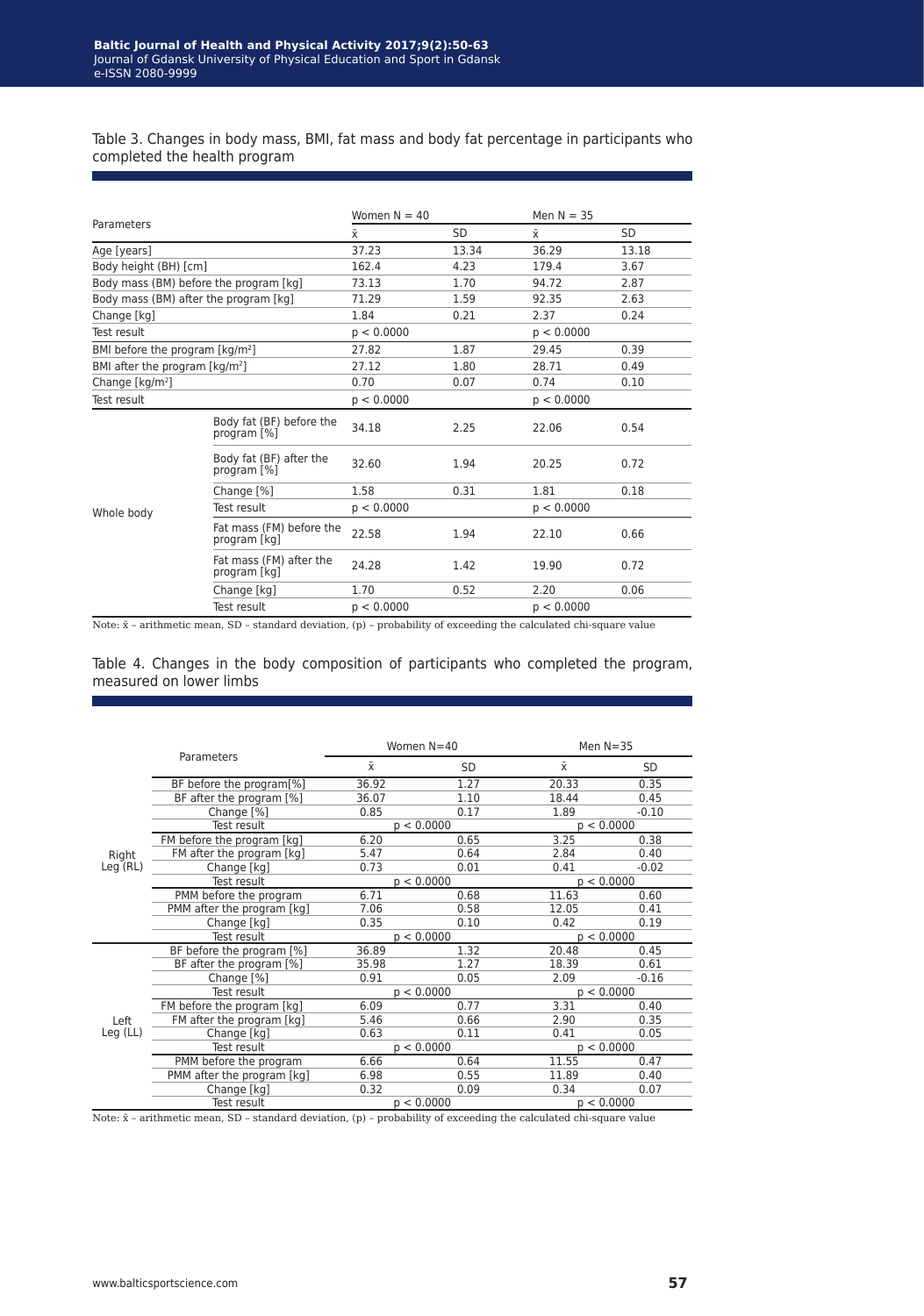Table 3. Changes in body mass, BMI, fat mass and body fat percentage in participants who completed the health program

| Parameters | | Women N = 40 | | Men N = 35 | |
|---|---|---|---|---|---|
| | | x̄ | SD | x̄ | SD |
| Age [years] | | 37.23 | 13.34 | 36.29 | 13.18 |
| Body height (BH) [cm] | | 162.4 | 4.23 | 179.4 | 3.67 |
| Body mass (BM) before the program [kg] | | 73.13 | 1.70 | 94.72 | 2.87 |
| Body mass (BM) after the program [kg] | | 71.29 | 1.59 | 92.35 | 2.63 |
| Change [kg] | | 1.84 | 0.21 | 2.37 | 0.24 |
| Test result | | $p < 0.0000$ | | $p < 0.0000$ | |
| BMI before the program [kg/m²] | | 27.82 | 1.87 | 29.45 | 0.39 |
| BMI after the program [kg/m²] | | 27.12 | 1.80 | 28.71 | 0.49 |
| Change [kg/m²] | | 0.70 | 0.07 | 0.74 | 0.10 |
| Test result | | $p < 0.0000$ | | $p < 0.0000$ | |
| Whole body | Body fat (BF) before the program [%] | 34.18 | 2.25 | 22.06 | 0.54 |
| | Body fat (BF) after the program [%] | 32.60 | 1.94 | 20.25 | 0.72 |
| | Change [%] | 1.58 | 0.31 | 1.81 | 0.18 |
| | Test result | $p < 0.0000$ | | $p < 0.0000$ | |
| | Fat mass (FM) before the program [kg] | 22.58 | 1.94 | 22.10 | 0.66 |
| | Fat mass (FM) after the program [kg] | 24.28 | 1.42 | 19.90 | 0.72 |
| | Change [kg] | 1.70 | 0.52 | 2.20 | 0.06 |
| | Test result | $p < 0.0000$ | | $p < 0.0000$ | |

Note: x̄ – arithmetic mean, SD – standard deviation, (p) – probability of exceeding the calculated chi-square value

Table 4. Changes in the body composition of participants who completed the program, measured on lower limbs

| | Parameters | Women N=40 | | Men N=35 | |
|---|---|---|---|---|---|
| | | x̄ | SD | x̄ | SD |
| Right Leg (RL) | BF before the program[%] | 36.92 | 1.27 | 20.33 | 0.35 |
| | BF after the program [%] | 36.07 | 1.10 | 18.44 | 0.45 |
| | Change [%] | 0.85 | 0.17 | 1.89 | -0.10 |
| | Test result | $p < 0.0000$ | | $p < 0.0000$ | |
| | FM before the program [kg] | 6.20 | 0.65 | 3.25 | 0.38 |
| | FM after the program [kg] | 5.47 | 0.64 | 2.84 | 0.40 |
| | Change [kg] | 0.73 | 0.01 | 0.41 | -0.02 |
| | Test result | $p < 0.0000$ | | $p < 0.0000$ | |
| | PMM before the program | 6.71 | 0.68 | 11.63 | 0.60 |
| | PMM after the program [kg] | 7.06 | 0.58 | 12.05 | 0.41 |
| | Change [kg] | 0.35 | 0.10 | 0.42 | 0.19 |
| | Test result | $p < 0.0000$ | | $p < 0.0000$ | |
| Left Leg (LL) | BF before the program [%] | 36.89 | 1.32 | 20.48 | 0.45 |
| | BF after the program [%] | 35.98 | 1.27 | 18.39 | 0.61 |
| | Change [%] | 0.91 | 0.05 | 2.09 | -0.16 |
| | Test result | $p < 0.0000$ | | $p < 0.0000$ | |
| | FM before the program [kg] | 6.09 | 0.77 | 3.31 | 0.40 |
| | FM after the program [kg] | 5.46 | 0.66 | 2.90 | 0.35 |
| | Change [kg] | 0.63 | 0.11 | 0.41 | 0.05 |
| | Test result | $p < 0.0000$ | | $p < 0.0000$ | |
| | PMM before the program | 6.66 | 0.64 | 11.55 | 0.47 |
| | PMM after the program [kg] | 6.98 | 0.55 | 11.89 | 0.40 |
| | Change [kg] | 0.32 | 0.09 | 0.34 | 0.07 |
| | Test result | $p < 0.0000$ | | $p < 0.0000$ | |

Note: x̄ – arithmetic mean, SD – standard deviation, (p) – probability of exceeding the calculated chi-square value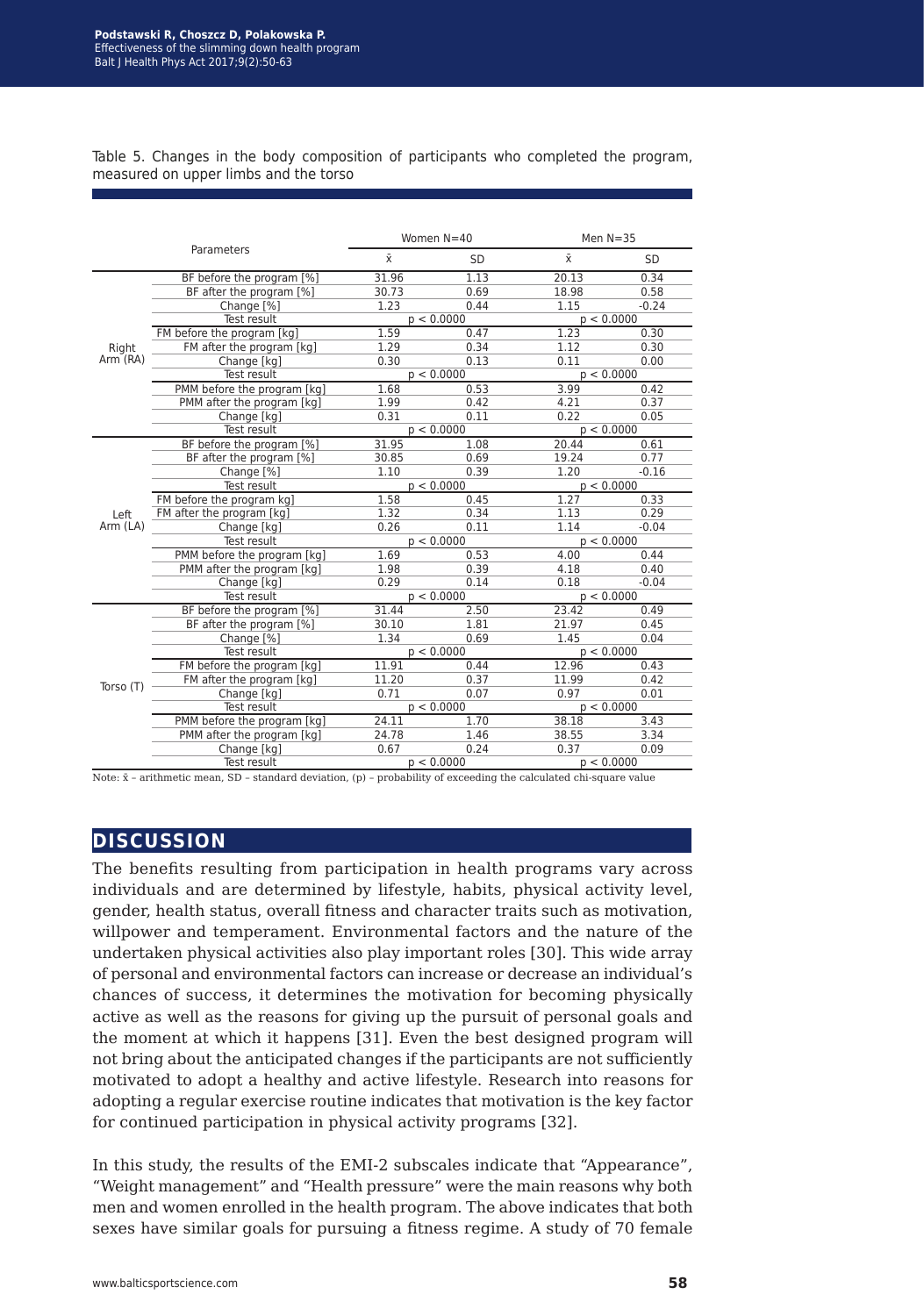Table 5. Changes in the body composition of participants who completed the program, measured on upper limbs and the torso

| | Parameters | Women N=40 | | Men N=35 | |
|---|---|---|---|---|---|
| | | x̄ | SD | x̄ | SD |
| Right Arm (RA) | BF before the program [%] | 31.96 | 1.13 | 20.13 | 0.34 |
| | BF after the program [%] | 30.73 | 0.69 | 18.98 | 0.58 |
| | Change [%] | 1.23 | 0.44 | 1.15 | -0.24 |
| | Test result | p < 0.0000 | | p < 0.0000 | |
| | FM before the program [kg] | 1.59 | 0.47 | 1.23 | 0.30 |
| | FM after the program [kg] | 1.29 | 0.34 | 1.12 | 0.30 |
| | Change [kg] | 0.30 | 0.13 | 0.11 | 0.00 |
| | Test result | p < 0.0000 | | p < 0.0000 | |
| | PMM before the program [kg] | 1.68 | 0.53 | 3.99 | 0.42 |
| | PMM after the program [kg] | 1.99 | 0.42 | 4.21 | 0.37 |
| | Change [kg] | 0.31 | 0.11 | 0.22 | 0.05 |
| | Test result | p < 0.0000 | | p < 0.0000 | |
| Left Arm (LA) | BF before the program [%] | 31.95 | 1.08 | 20.44 | 0.61 |
| | BF after the program [%] | 30.85 | 0.69 | 19.24 | 0.77 |
| | Change [%] | 1.10 | 0.39 | 1.20 | -0.16 |
| | Test result | p < 0.0000 | | p < 0.0000 | |
| | FM before the program kg] | 1.58 | 0.45 | 1.27 | 0.33 |
| | FM after the program [kg] | 1.32 | 0.34 | 1.13 | 0.29 |
| | Change [kg] | 0.26 | 0.11 | 1.14 | -0.04 |
| | Test result | p < 0.0000 | | p < 0.0000 | |
| | PMM before the program [kg] | 1.69 | 0.53 | 4.00 | 0.44 |
| | PMM after the program [kg] | 1.98 | 0.39 | 4.18 | 0.40 |
| | Change [kg] | 0.29 | 0.14 | 0.18 | -0.04 |
| | Test result | p < 0.0000 | | p < 0.0000 | |
| Torso (T) | BF before the program [%] | 31.44 | 2.50 | 23.42 | 0.49 |
| | BF after the program [%] | 30.10 | 1.81 | 21.97 | 0.45 |
| | Change [%] | 1.34 | 0.69 | 1.45 | 0.04 |
| | Test result | p < 0.0000 | | p < 0.0000 | |
| | FM before the program [kg] | 11.91 | 0.44 | 12.96 | 0.43 |
| | FM after the program [kg] | 11.20 | 0.37 | 11.99 | 0.42 |
| | Change [kg] | 0.71 | 0.07 | 0.97 | 0.01 |
| | Test result | p < 0.0000 | | p < 0.0000 | |
| | PMM before the program [kg] | 24.11 | 1.70 | 38.18 | 3.43 |
| | PMM after the program [kg] | 24.78 | 1.46 | 38.55 | 3.34 |
| | Change [kg] | 0.67 | 0.24 | 0.37 | 0.09 |
| | Test result | p < 0.0000 | | p < 0.0000 | |

Note: x̄ – arithmetic mean, SD – standard deviation, (p) – probability of exceeding the calculated chi-square value

## DISCUSSION

The benefits resulting from participation in health programs vary across individuals and are determined by lifestyle, habits, physical activity level, gender, health status, overall fitness and character traits such as motivation, willpower and temperament. Environmental factors and the nature of the undertaken physical activities also play important roles [30]. This wide array of personal and environmental factors can increase or decrease an individual's chances of success, it determines the motivation for becoming physically active as well as the reasons for giving up the pursuit of personal goals and the moment at which it happens [31]. Even the best designed program will not bring about the anticipated changes if the participants are not sufficiently motivated to adopt a healthy and active lifestyle. Research into reasons for adopting a regular exercise routine indicates that motivation is the key factor for continued participation in physical activity programs [32].

In this study, the results of the EMI-2 subscales indicate that "Appearance", "Weight management" and "Health pressure" were the main reasons why both men and women enrolled in the health program. The above indicates that both sexes have similar goals for pursuing a fitness regime. A study of 70 female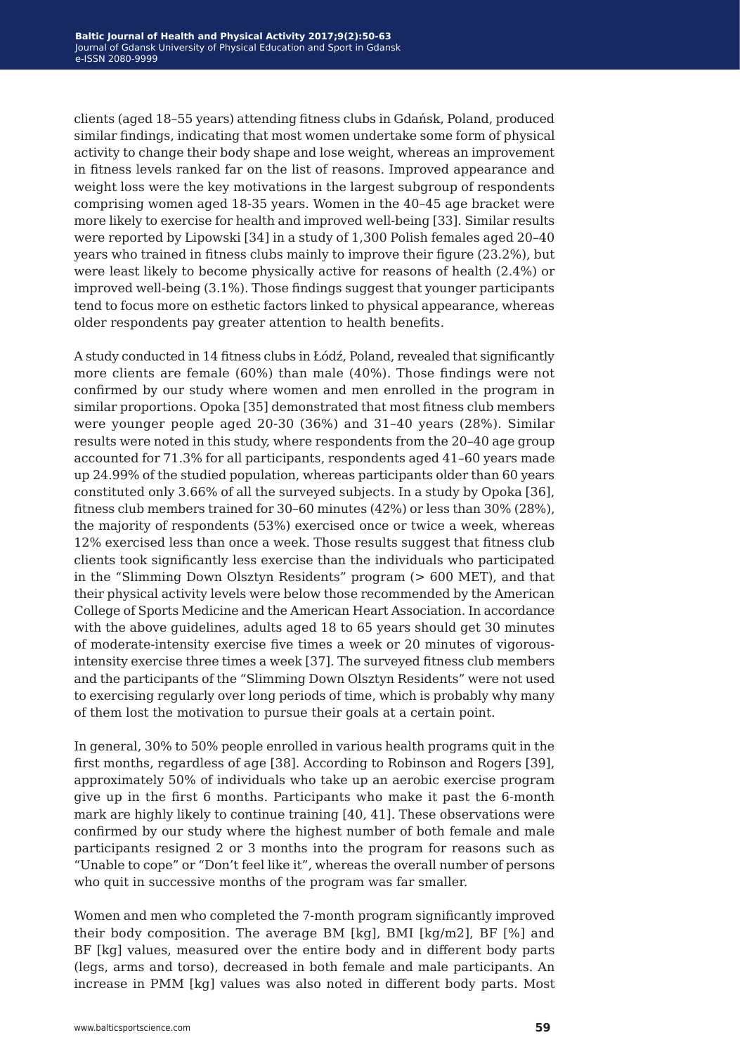clients (aged 18–55 years) attending fitness clubs in Gdańsk, Poland, produced similar findings, indicating that most women undertake some form of physical activity to change their body shape and lose weight, whereas an improvement in fitness levels ranked far on the list of reasons. Improved appearance and weight loss were the key motivations in the largest subgroup of respondents comprising women aged 18-35 years. Women in the 40–45 age bracket were more likely to exercise for health and improved well-being [33]. Similar results were reported by Lipowski [34] in a study of 1,300 Polish females aged 20–40 years who trained in fitness clubs mainly to improve their figure (23.2%), but were least likely to become physically active for reasons of health (2.4%) or improved well-being (3.1%). Those findings suggest that younger participants tend to focus more on esthetic factors linked to physical appearance, whereas older respondents pay greater attention to health benefits.

A study conducted in 14 fitness clubs in Łódź, Poland, revealed that significantly more clients are female (60%) than male (40%). Those findings were not confirmed by our study where women and men enrolled in the program in similar proportions. Opoka [35] demonstrated that most fitness club members were younger people aged 20-30 (36%) and 31–40 years (28%). Similar results were noted in this study, where respondents from the 20–40 age group accounted for 71.3% for all participants, respondents aged 41–60 years made up 24.99% of the studied population, whereas participants older than 60 years constituted only 3.66% of all the surveyed subjects. In a study by Opoka [36], fitness club members trained for 30–60 minutes (42%) or less than 30% (28%), the majority of respondents (53%) exercised once or twice a week, whereas 12% exercised less than once a week. Those results suggest that fitness club clients took significantly less exercise than the individuals who participated in the "Slimming Down Olsztyn Residents" program (> 600 MET), and that their physical activity levels were below those recommended by the American College of Sports Medicine and the American Heart Association. In accordance with the above guidelines, adults aged 18 to 65 years should get 30 minutes of moderate-intensity exercise five times a week or 20 minutes of vigorous-intensity exercise three times a week [37]. The surveyed fitness club members and the participants of the "Slimming Down Olsztyn Residents" were not used to exercising regularly over long periods of time, which is probably why many of them lost the motivation to pursue their goals at a certain point.

In general, 30% to 50% people enrolled in various health programs quit in the first months, regardless of age [38]. According to Robinson and Rogers [39], approximately 50% of individuals who take up an aerobic exercise program give up in the first 6 months. Participants who make it past the 6-month mark are highly likely to continue training [40, 41]. These observations were confirmed by our study where the highest number of both female and male participants resigned 2 or 3 months into the program for reasons such as "Unable to cope" or "Don't feel like it", whereas the overall number of persons who quit in successive months of the program was far smaller.

Women and men who completed the 7-month program significantly improved their body composition. The average BM [kg], BMI [kg/m2], BF [%] and BF [kg] values, measured over the entire body and in different body parts (legs, arms and torso), decreased in both female and male participants. An increase in PMM [kg] values was also noted in different body parts. Most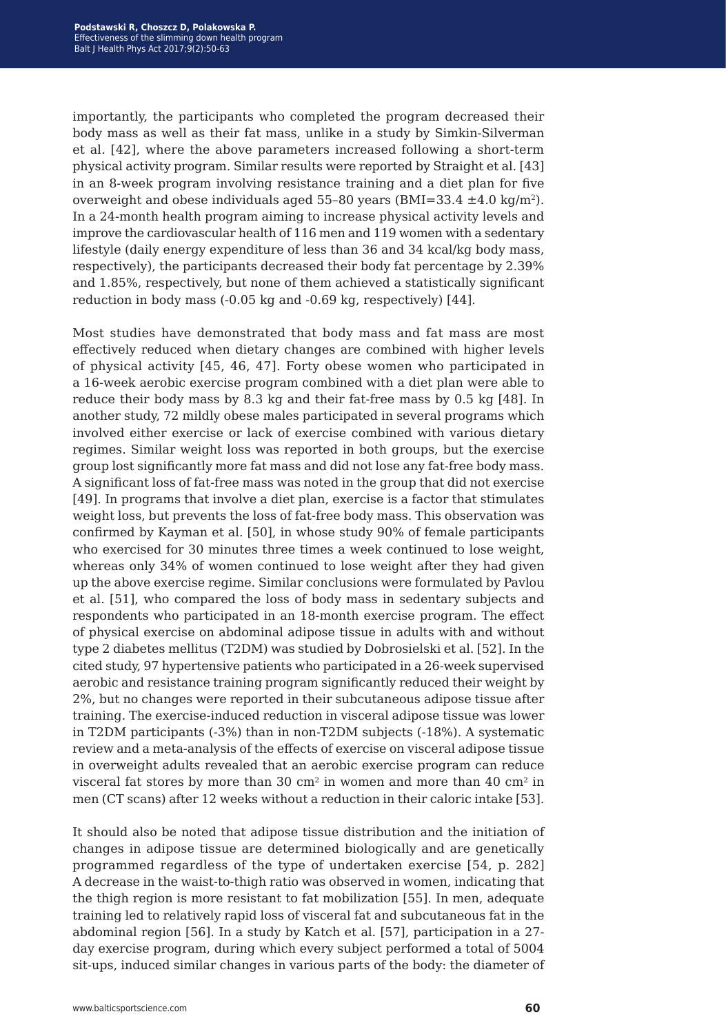importantly, the participants who completed the program decreased their body mass as well as their fat mass, unlike in a study by Simkin-Silverman et al. [42], where the above parameters increased following a short-term physical activity program. Similar results were reported by Straight et al. [43] in an 8-week program involving resistance training and a diet plan for five overweight and obese individuals aged 55–80 years (BMI=33.4 ±4.0 kg/m$^2$). In a 24-month health program aiming to increase physical activity levels and improve the cardiovascular health of 116 men and 119 women with a sedentary lifestyle (daily energy expenditure of less than 36 and 34 kcal/kg body mass, respectively), the participants decreased their body fat percentage by 2.39% and 1.85%, respectively, but none of them achieved a statistically significant reduction in body mass (-0.05 kg and -0.69 kg, respectively) [44].

Most studies have demonstrated that body mass and fat mass are most effectively reduced when dietary changes are combined with higher levels of physical activity [45, 46, 47]. Forty obese women who participated in a 16-week aerobic exercise program combined with a diet plan were able to reduce their body mass by 8.3 kg and their fat-free mass by 0.5 kg [48]. In another study, 72 mildly obese males participated in several programs which involved either exercise or lack of exercise combined with various dietary regimes. Similar weight loss was reported in both groups, but the exercise group lost significantly more fat mass and did not lose any fat-free body mass. A significant loss of fat-free mass was noted in the group that did not exercise [49]. In programs that involve a diet plan, exercise is a factor that stimulates weight loss, but prevents the loss of fat-free body mass. This observation was confirmed by Kayman et al. [50], in whose study 90% of female participants who exercised for 30 minutes three times a week continued to lose weight, whereas only 34% of women continued to lose weight after they had given up the above exercise regime. Similar conclusions were formulated by Pavlou et al. [51], who compared the loss of body mass in sedentary subjects and respondents who participated in an 18-month exercise program. The effect of physical exercise on abdominal adipose tissue in adults with and without type 2 diabetes mellitus (T2DM) was studied by Dobrosielski et al. [52]. In the cited study, 97 hypertensive patients who participated in a 26-week supervised aerobic and resistance training program significantly reduced their weight by 2%, but no changes were reported in their subcutaneous adipose tissue after training. The exercise-induced reduction in visceral adipose tissue was lower in T2DM participants (-3%) than in non-T2DM subjects (-18%). A systematic review and a meta-analysis of the effects of exercise on visceral adipose tissue in overweight adults revealed that an aerobic exercise program can reduce visceral fat stores by more than 30 cm$^2$ in women and more than 40 cm$^2$ in men (CT scans) after 12 weeks without a reduction in their caloric intake [53].

It should also be noted that adipose tissue distribution and the initiation of changes in adipose tissue are determined biologically and are genetically programmed regardless of the type of undertaken exercise [54, p. 282] A decrease in the waist-to-thigh ratio was observed in women, indicating that the thigh region is more resistant to fat mobilization [55]. In men, adequate training led to relatively rapid loss of visceral fat and subcutaneous fat in the abdominal region [56]. In a study by Katch et al. [57], participation in a 27-day exercise program, during which every subject performed a total of 5004 sit-ups, induced similar changes in various parts of the body: the diameter of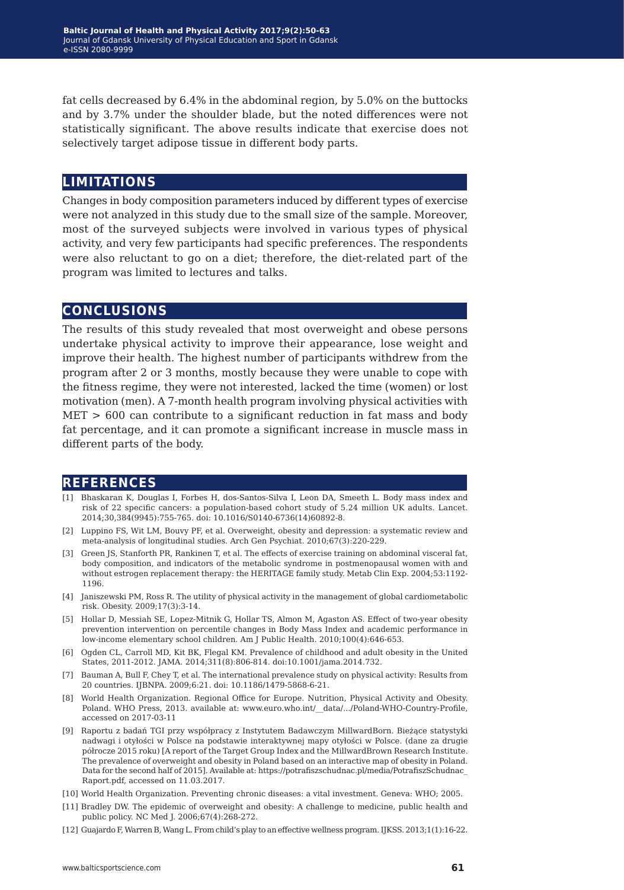fat cells decreased by 6.4% in the abdominal region, by 5.0% on the buttocks and by 3.7% under the shoulder blade, but the noted differences were not statistically significant. The above results indicate that exercise does not selectively target adipose tissue in different body parts.

## LIMITATIONS

Changes in body composition parameters induced by different types of exercise were not analyzed in this study due to the small size of the sample. Moreover, most of the surveyed subjects were involved in various types of physical activity, and very few participants had specific preferences. The respondents were also reluctant to go on a diet; therefore, the diet-related part of the program was limited to lectures and talks.

## CONCLUSIONS

The results of this study revealed that most overweight and obese persons undertake physical activity to improve their appearance, lose weight and improve their health. The highest number of participants withdrew from the program after 2 or 3 months, mostly because they were unable to cope with the fitness regime, they were not interested, lacked the time (women) or lost motivation (men). A 7-month health program involving physical activities with MET > 600 can contribute to a significant reduction in fat mass and body fat percentage, and it can promote a significant increase in muscle mass in different parts of the body.

## REFERENCES

[1] Bhaskaran K, Douglas I, Forbes H, dos-Santos-Silva I, Leon DA, Smeeth L. Body mass index and risk of 22 specific cancers: a population-based cohort study of 5.24 million UK adults. Lancet. 2014;30,384(9945):755-765. doi: 10.1016/S0140-6736(14)60892-8.

[2] Luppino FS, Wit LM, Bouvy PF, et al. Overweight, obesity and depression: a systematic review and meta-analysis of longitudinal studies. Arch Gen Psychiat. 2010;67(3):220-229.

[3] Green JS, Stanforth PR, Rankinen T, et al. The effects of exercise training on abdominal visceral fat, body composition, and indicators of the metabolic syndrome in postmenopausal women with and without estrogen replacement therapy: the HERITAGE family study. Metab Clin Exp. 2004;53:1192-1196.

[4] Janiszewski PM, Ross R. The utility of physical activity in the management of global cardiometabolic risk. Obesity. 2009;17(3):3-14.

[5] Hollar D, Messiah SE, Lopez-Mitnik G, Hollar TS, Almon M, Agaston AS. Effect of two-year obesity prevention intervention on percentile changes in Body Mass Index and academic performance in low-income elementary school children. Am J Public Health. 2010;100(4):646-653.

[6] Ogden CL, Carroll MD, Kit BK, Flegal KM. Prevalence of childhood and adult obesity in the United States, 2011-2012. JAMA. 2014;311(8):806-814. doi:10.1001/jama.2014.732.

[7] Bauman A, Bull F, Chey T, et al. The international prevalence study on physical activity: Results from 20 countries. IJBNPA. 2009;6:21. doi: 10.1186/1479-5868-6-21.

[8] World Health Organization. Regional Office for Europe. Nutrition, Physical Activity and Obesity. Poland. WHO Press, 2013. available at: www.euro.who.int/__data/.../Poland-WHO-Country-Profile, accessed on 2017-03-11

[9] Raportu z badań TGI przy współpracy z Instytutem Badawczym MillwardBorn. Bieżące statystyki nadwagi i otyłości w Polsce na podstawie interaktywnej mapy otyłości w Polsce. (dane za drugie półrocze 2015 roku) [A report of the Target Group Index and the MillwardBrown Research Institute. The prevalence of overweight and obesity in Poland based on an interactive map of obesity in Poland. Data for the second half of 2015]. Available at: https://potrafiszschudnac.pl/media/PotrafiszSchudnac_Raport.pdf, accessed on 11.03.2017.

[10] World Health Organization. Preventing chronic diseases: a vital investment. Geneva: WHO; 2005.

[11] Bradley DW. The epidemic of overweight and obesity: A challenge to medicine, public health and public policy. NC Med J. 2006;67(4):268-272.

[12] Guajardo F, Warren B, Wang L. From child's play to an effective wellness program. IJKSS. 2013;1(1):16-22.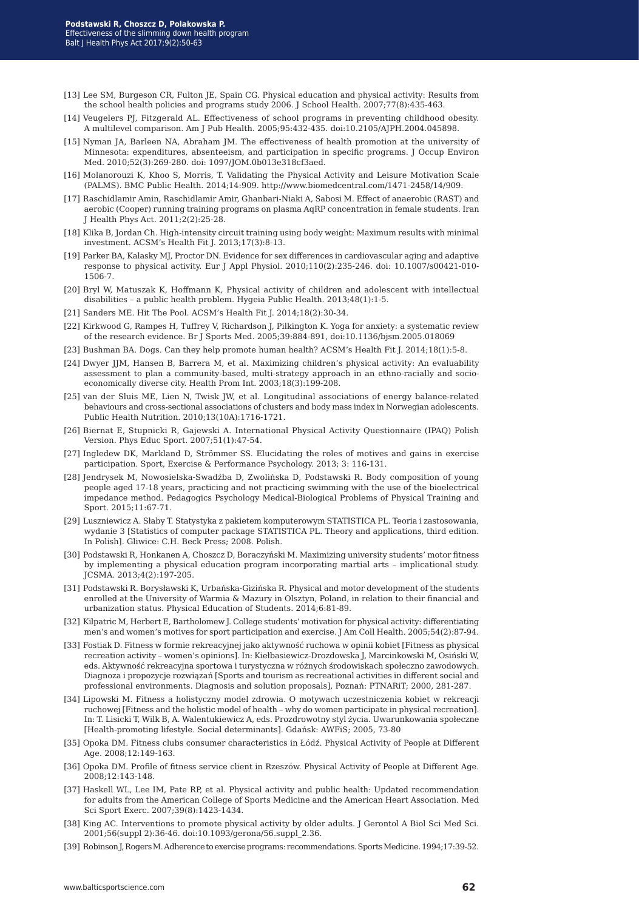[13] Lee SM, Burgeson CR, Fulton JE, Spain CG. Physical education and physical activity: Results from the school health policies and programs study 2006. J School Health. 2007;77(8):435-463.

[14] Veugelers PJ, Fitzgerald AL. Effectiveness of school programs in preventing childhood obesity. A multilevel comparison. Am J Pub Health. 2005;95:432-435. doi:10.2105/AJPH.2004.045898.

[15] Nyman JA, Barleen NA, Abraham JM. The effectiveness of health promotion at the university of Minnesota: expenditures, absenteeism, and participation in specific programs. J Occup Environ Med. 2010;52(3):269-280. doi: 1097/JOM.0b013e318cf3aed.

[16] Molanorouzi K, Khoo S, Morris, T. Validating the Physical Activity and Leisure Motivation Scale (PALMS). BMC Public Health. 2014;14:909. http://www.biomedcentral.com/1471-2458/14/909.

[17] Raschidlamir Amin, Raschidlamir Amir, Ghanbari-Niaki A, Sabosi M. Effect of anaerobic (RAST) and aerobic (Cooper) running training programs on plasma AqRP concentration in female students. Iran J Health Phys Act. 2011;2(2):25-28.

[18] Klika B, Jordan Ch. High-intensity circuit training using body weight: Maximum results with minimal investment. ACSM's Health Fit J. 2013;17(3):8-13.

[19] Parker BA, Kalasky MJ, Proctor DN. Evidence for sex differences in cardiovascular aging and adaptive response to physical activity. Eur J Appl Physiol. 2010;110(2):235-246. doi: 10.1007/s00421-010-1506-7.

[20] Bryl W, Matuszak K, Hoffmann K, Physical activity of children and adolescent with intellectual disabilities – a public health problem. Hygeia Public Health. 2013;48(1):1-5.

[21] Sanders ME. Hit The Pool. ACSM's Health Fit J. 2014;18(2):30-34.

[22] Kirkwood G, Rampes H, Tuffrey V, Richardson J, Pilkington K. Yoga for anxiety: a systematic review of the research evidence. Br J Sports Med. 2005;39:884-891, doi:10.1136/bjsm.2005.018069

[23] Bushman BA. Dogs. Can they help promote human health? ACSM's Health Fit J. 2014;18(1):5-8.

[24] Dwyer JJM, Hansen B, Barrera M, et al. Maximizing children's physical activity: An evaluability assessment to plan a community-based, multi-strategy approach in an ethno-racially and socio-economically diverse city. Health Prom Int. 2003;18(3):199-208.

[25] van der Sluis ME, Lien N, Twisk JW, et al. Longitudinal associations of energy balance-related behaviours and cross-sectional associations of clusters and body mass index in Norwegian adolescents. Public Health Nutrition. 2010;13(10A):1716-1721.

[26] Biernat E, Stupnicki R, Gajewski A. International Physical Activity Questionnaire (IPAQ) Polish Version. Phys Educ Sport. 2007;51(1):47-54.

[27] Ingledew DK, Markland D, Strömmer SS. Elucidating the roles of motives and gains in exercise participation. Sport, Exercise & Performance Psychology. 2013; 3: 116-131.

[28] Jendrysek M, Nowosielska-Swadźba D, Zwolińska D, Podstawski R. Body composition of young people aged 17-18 years, practicing and not practicing swimming with the use of the bioelectrical impedance method. Pedagogics Psychology Medical-Biological Problems of Physical Training and Sport. 2015;11:67-71.

[29] Luszniewicz A. Słaby T. Statystyka z pakietem komputerowym STATISTICA PL. Teoria i zastosowania, wydanie 3 [Statistics of computer package STATISTICA PL. Theory and applications, third edition. In Polish]. Gliwice: C.H. Beck Press; 2008. Polish.

[30] Podstawski R, Honkanen A, Choszcz D, Boraczyński M. Maximizing university students' motor fitness by implementing a physical education program incorporating martial arts – implicational study. JCSMA. 2013;4(2):197-205.

[31] Podstawski R. Borysławski K, Urbańska-Gizińska R. Physical and motor development of the students enrolled at the University of Warmia & Mazury in Olsztyn, Poland, in relation to their financial and urbanization status. Physical Education of Students. 2014;6:81-89.

[32] Kilpatric M, Herbert E, Bartholomew J. College students' motivation for physical activity: differentiating men's and women's motives for sport participation and exercise. J Am Coll Health. 2005;54(2):87-94.

[33] Fostiak D. Fitness w formie rekreacyjnej jako aktywność ruchowa w opinii kobiet [Fitness as physical recreation activity – women's opinions]. In: Kiełbasiewicz-Drozdowska J, Marcinkowski M, Osiński W, eds. Aktywność rekreacyjna sportowa i turystyczna w różnych środowiskach społeczno zawodowych. Diagnoza i propozycje rozwiązań [Sports and tourism as recreational activities in different social and professional environments. Diagnosis and solution proposals], Poznań: PTNARiT; 2000, 281-287.

[34] Lipowski M. Fitness a holistyczny model zdrowia. O motywach uczestniczenia kobiet w rekreacji ruchowej [Fitness and the holistic model of health – why do women participate in physical recreation]. In: T. Lisicki T, Wilk B, A. Walentukiewicz A, eds. Prozdrowotny styl życia. Uwarunkowania społeczne [Health-promoting lifestyle. Social determinants]. Gdańsk: AWFiS; 2005, 73-80

[35] Opoka DM. Fitness clubs consumer characteristics in Łódź. Physical Activity of People at Different Age. 2008;12:149-163.

[36] Opoka DM. Profile of fitness service client in Rzeszów. Physical Activity of People at Different Age. 2008;12:143-148.

[37] Haskell WL, Lee IM, Pate RP, et al. Physical activity and public health: Updated recommendation for adults from the American College of Sports Medicine and the American Heart Association. Med Sci Sport Exerc. 2007;39(8):1423-1434.

[38] King AC. Interventions to promote physical activity by older adults. J Gerontol A Biol Sci Med Sci. 2001;56(suppl 2):36-46. doi:10.1093/gerona/56.suppl_2.36.

[39] Robinson J, Rogers M. Adherence to exercise programs: recommendations. Sports Medicine. 1994;17:39-52.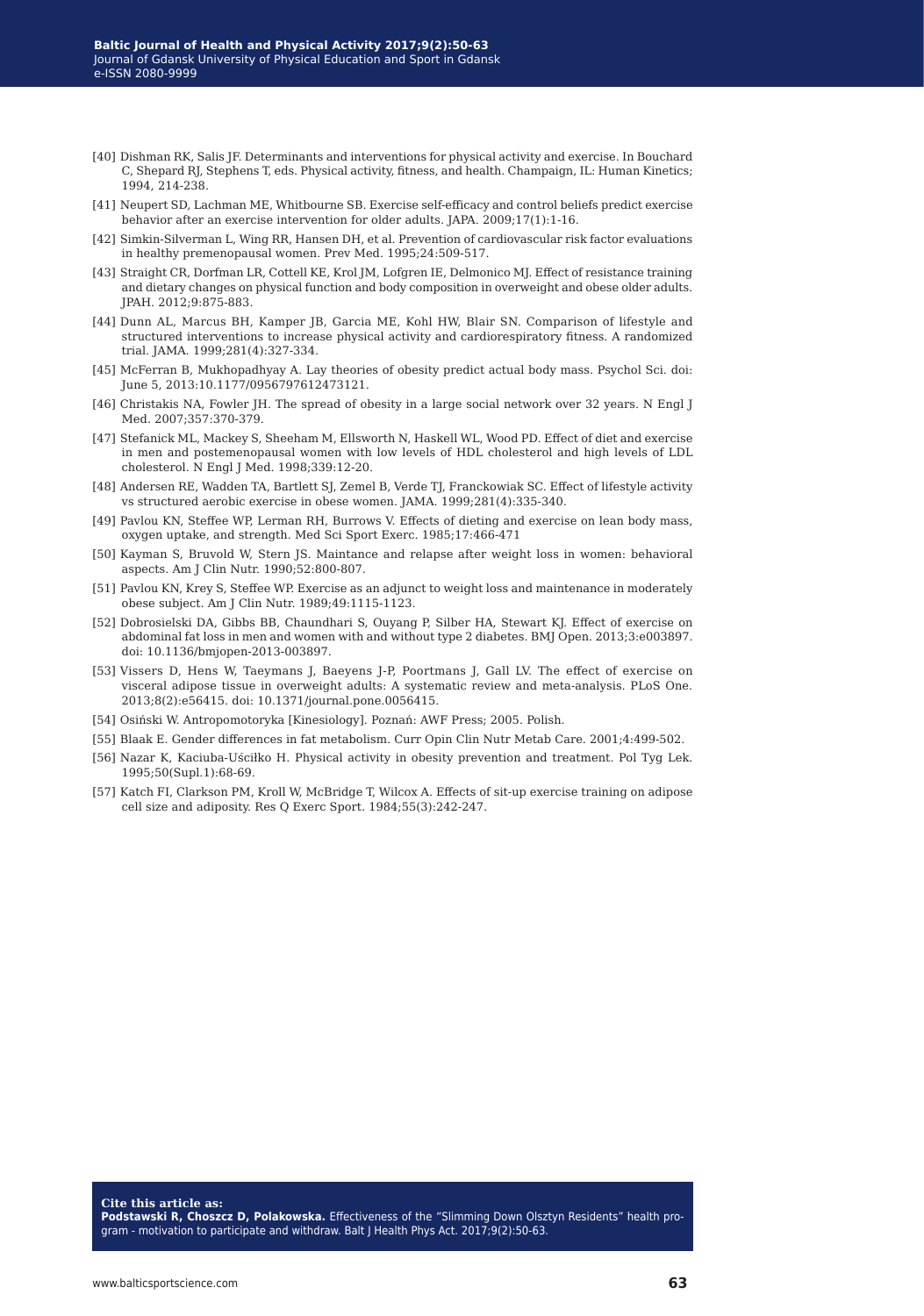[40] Dishman RK, Salis JF. Determinants and interventions for physical activity and exercise. In Bouchard C, Shepard RJ, Stephens T, eds. Physical activity, fitness, and health. Champaign, IL: Human Kinetics; 1994, 214-238.

[41] Neupert SD, Lachman ME, Whitbourne SB. Exercise self-efficacy and control beliefs predict exercise behavior after an exercise intervention for older adults. JAPA. 2009;17(1):1-16.

[42] Simkin-Silverman L, Wing RR, Hansen DH, et al. Prevention of cardiovascular risk factor evaluations in healthy premenopausal women. Prev Med. 1995;24:509-517.

[43] Straight CR, Dorfman LR, Cottell KE, Krol JM, Lofgren IE, Delmonico MJ. Effect of resistance training and dietary changes on physical function and body composition in overweight and obese older adults. JPAH. 2012;9:875-883.

[44] Dunn AL, Marcus BH, Kamper JB, Garcia ME, Kohl HW, Blair SN. Comparison of lifestyle and structured interventions to increase physical activity and cardiorespiratory fitness. A randomized trial. JAMA. 1999;281(4):327-334.

[45] McFerran B, Mukhopadhyay A. Lay theories of obesity predict actual body mass. Psychol Sci. doi: June 5, 2013:10.1177/0956797612473121.

[46] Christakis NA, Fowler JH. The spread of obesity in a large social network over 32 years. N Engl J Med. 2007;357:370-379.

[47] Stefanick ML, Mackey S, Sheeham M, Ellsworth N, Haskell WL, Wood PD. Effect of diet and exercise in men and postemenopausal women with low levels of HDL cholesterol and high levels of LDL cholesterol. N Engl J Med. 1998;339:12-20.

[48] Andersen RE, Wadden TA, Bartlett SJ, Zemel B, Verde TJ, Franckowiak SC. Effect of lifestyle activity vs structured aerobic exercise in obese women. JAMA. 1999;281(4):335-340.

[49] Pavlou KN, Steffee WP, Lerman RH, Burrows V. Effects of dieting and exercise on lean body mass, oxygen uptake, and strength. Med Sci Sport Exerc. 1985;17:466-471

[50] Kayman S, Bruvold W, Stern JS. Maintance and relapse after weight loss in women: behavioral aspects. Am J Clin Nutr. 1990;52:800-807.

[51] Pavlou KN, Krey S, Steffee WP. Exercise as an adjunct to weight loss and maintenance in moderately obese subject. Am J Clin Nutr. 1989;49:1115-1123.

[52] Dobrosielski DA, Gibbs BB, Chaundhari S, Ouyang P, Silber HA, Stewart KJ. Effect of exercise on abdominal fat loss in men and women with and without type 2 diabetes. BMJ Open. 2013;3:e003897. doi: 10.1136/bmjopen-2013-003897.

[53] Vissers D, Hens W, Taeymans J, Baeyens J-P, Poortmans J, Gall LV. The effect of exercise on visceral adipose tissue in overweight adults: A systematic review and meta-analysis. PLoS One. 2013;8(2):e56415. doi: 10.1371/journal.pone.0056415.

[54] Osiński W. Antropomotoryka [Kinesiology]. Poznań: AWF Press; 2005. Polish.

[55] Blaak E. Gender differences in fat metabolism. Curr Opin Clin Nutr Metab Care. 2001;4:499-502.

[56] Nazar K, Kaciuba-Uściłko H. Physical activity in obesity prevention and treatment. Pol Tyg Lek. 1995;50(Supl.1):68-69.

[57] Katch FI, Clarkson PM, Kroll W, McBridge T, Wilcox A. Effects of sit-up exercise training on adipose cell size and adiposity. Res Q Exerc Sport. 1984;55(3):242-247.

**Cite this article as:**
**Podstawski R, Choszcz D, Polakowska.** Effectiveness of the "Slimming Down Olsztyn Residents" health program - motivation to participate and withdraw. Balt J Health Phys Act. 2017;9(2):50-63.